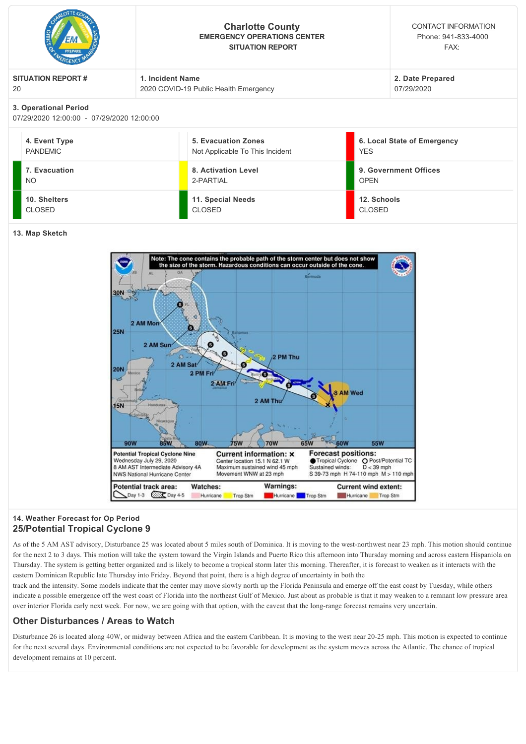# Charlotte County
**EMERGENCY OPERATIONS CENTER**
**SITUATION REPORT**

CONTACT INFORMATION
Phone: 941-833-4000
FAX:

| SITUATION REPORT # | 1. Incident Name | 2. Date Prepared |
|---|---|---|
| 20 | 2020 COVID-19 Public Health Emergency | 07/29/2020 |

**3. Operational Period**
07/29/2020 12:00:00 - 07/29/2020 12:00:00

| 4. Event Type | 5. Evacuation Zones | 6. Local State of Emergency |
|---|---|---|
| PANDEMIC | Not Applicable To This Incident | YES |
| **7. Evacuation** | **8. Activation Level** | **9. Government Offices** |
| NO | 2-PARTIAL | OPEN |
| **10. Shelters** | **11. Special Needs** | **12. Schools** |
| CLOSED | CLOSED | CLOSED |

**13. Map Sketch**

**14. Weather Forecast for Op Period**

## 25/Potential Tropical Cyclone 9

As of the 5 AM AST advisory, Disturbance 25 was located about 5 miles south of Dominica. It is moving to the west-northwest near 23 mph. This motion should continue for the next 2 to 3 days. This motion will take the system toward the Virgin Islands and Puerto Rico this afternoon into Thursday morning and across eastern Hispaniola on Thursday. The system is getting better organized and is likely to become a tropical storm later this morning. Thereafter, it is forecast to weaken as it interacts with the eastern Dominican Republic late Thursday into Friday. Beyond that point, there is a high degree of uncertainty in both the track and the intensity. Some models indicate that the center may move slowly north up the Florida Peninsula and emerge off the east coast by Tuesday, while others indicate a possible emergence off the west coast of Florida into the northeast Gulf of Mexico. Just about as probable is that it may weaken to a remnant low pressure area over interior Florida early next week. For now, we are going with that option, with the caveat that the long-range forecast remains very uncertain.

## Other Disturbances / Areas to Watch

Disturbance 26 is located along 40W, or midway between Africa and the eastern Caribbean. It is moving to the west near 20-25 mph. This motion is expected to continue for the next several days. Environmental conditions are not expected to be favorable for development as the system moves across the Atlantic. The chance of tropical development remains at 10 percent.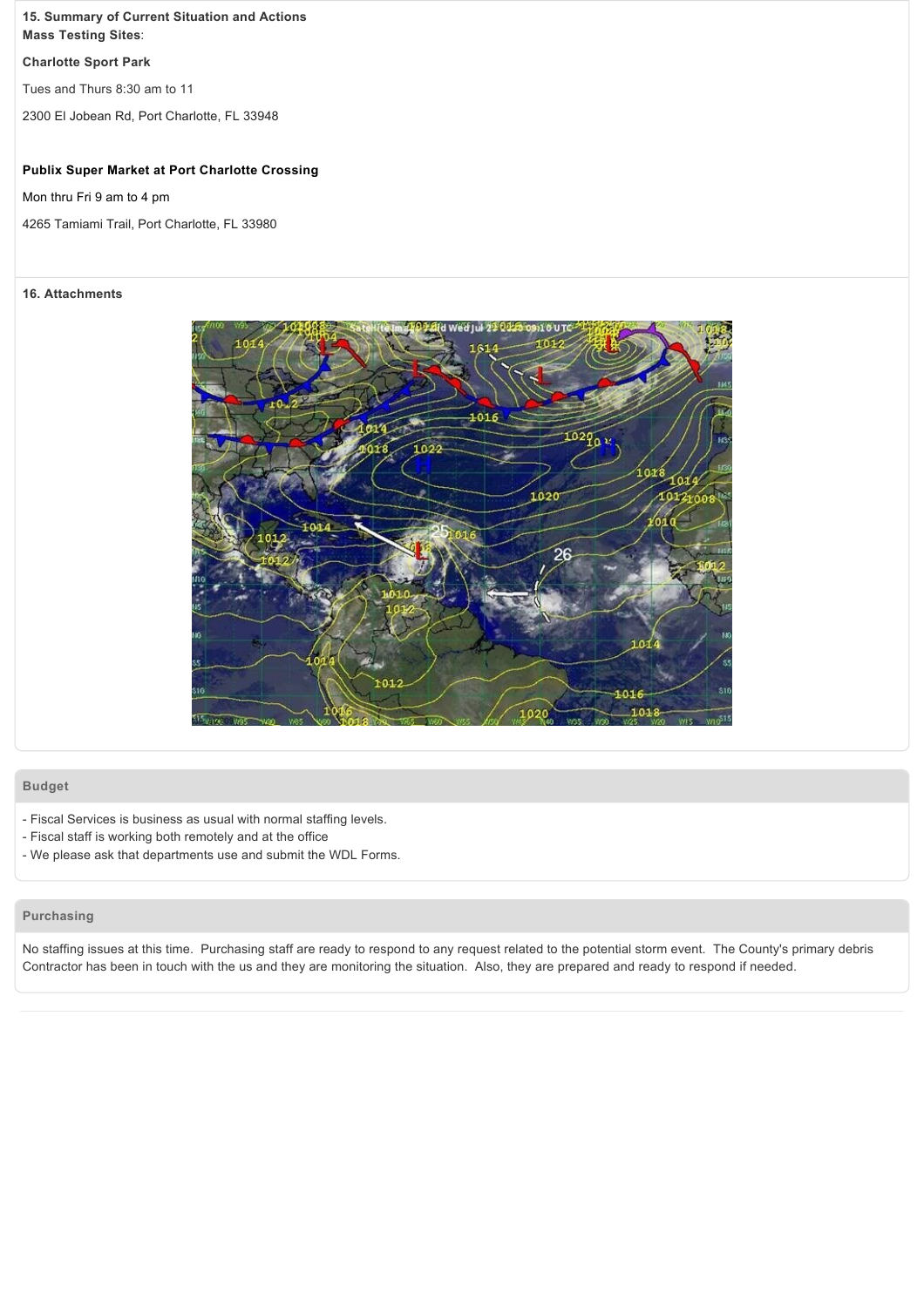**15. Summary of Current Situation and Actions**
**Mass Testing Sites**:

**Charlotte Sport Park**

Tues and Thurs 8:30 am to 11

2300 El Jobean Rd, Port Charlotte, FL 33948

**Publix Super Market at Port Charlotte Crossing**

Mon thru Fri 9 am to 4 pm

4265 Tamiami Trail, Port Charlotte, FL 33980

**16. Attachments**

## Budget

- Fiscal Services is business as usual with normal staffing levels.
- Fiscal staff is working both remotely and at the office
- We please ask that departments use and submit the WDL Forms.

## Purchasing

No staffing issues at this time. Purchasing staff are ready to respond to any request related to the potential storm event. The County's primary debris Contractor has been in touch with the us and they are monitoring the situation. Also, they are prepared and ready to respond if needed.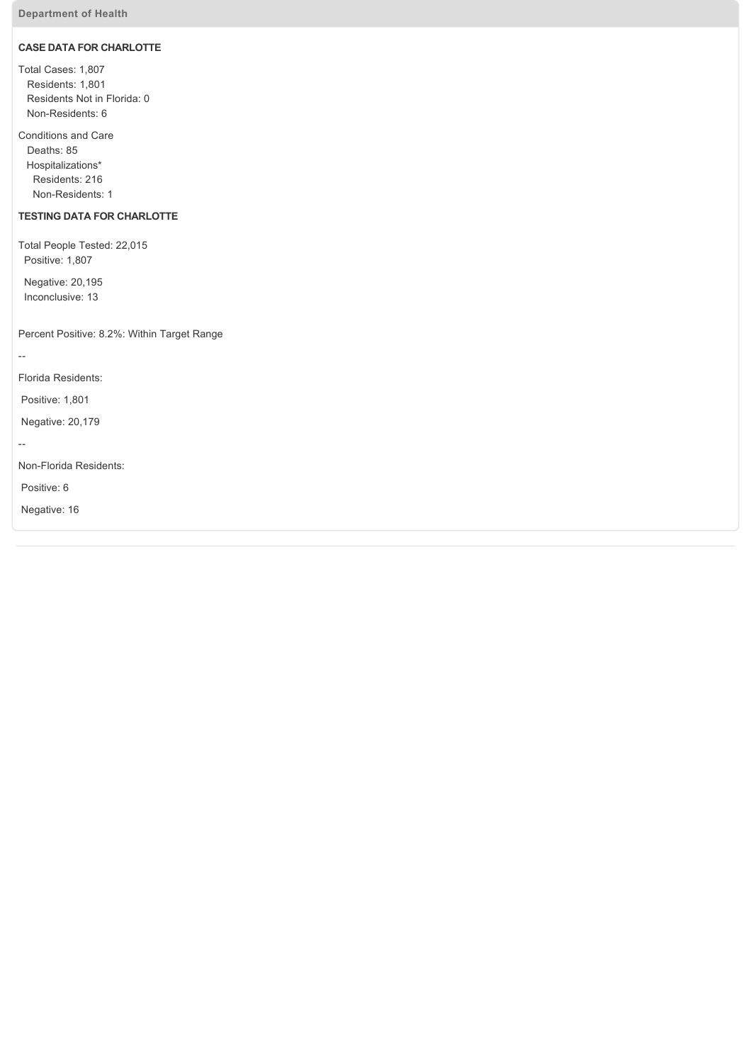**Department of Health**

**CASE DATA FOR CHARLOTTE**

Total Cases: 1,807
- Residents: 1,801
- Residents Not in Florida: 0
- Non-Residents: 6

Conditions and Care
- Deaths: 85
- Hospitalizations*
  - Residents: 216
  - Non-Residents: 1

**TESTING DATA FOR CHARLOTTE**

Total People Tested: 22,015
- Positive: 1,807

- Negative: 20,195
- Inconclusive: 13

Percent Positive: 8.2%: Within Target Range

--

Florida Residents:

Positive: 1,801

Negative: 20,179

--

Non-Florida Residents:

Positive: 6

Negative: 16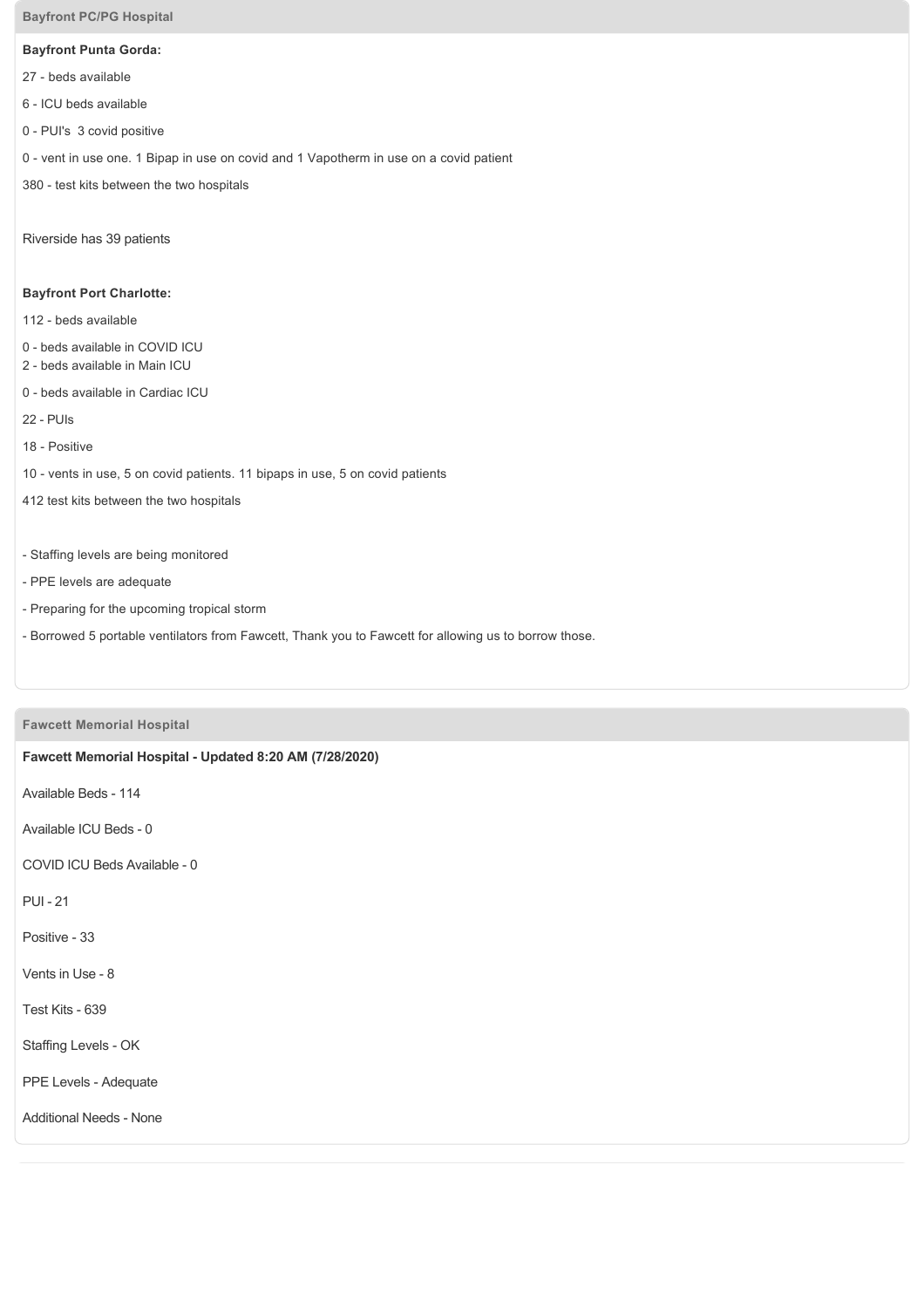## Bayfront PC/PG Hospital

**Bayfront Punta Gorda:**

27 - beds available

6 - ICU beds available

0 - PUI's 3 covid positive

0 - vent in use one. 1 Bipap in use on covid and 1 Vapotherm in use on a covid patient

380 - test kits between the two hospitals

Riverside has 39 patients

**Bayfront Port Charlotte:**

112 - beds available

0 - beds available in COVID ICU
2 - beds available in Main ICU

0 - beds available in Cardiac ICU

22 - PUIs

18 - Positive

10 - vents in use, 5 on covid patients. 11 bipaps in use, 5 on covid patients

412 test kits between the two hospitals

- Staffing levels are being monitored
- PPE levels are adequate
- Preparing for the upcoming tropical storm
- Borrowed 5 portable ventilators from Fawcett, Thank you to Fawcett for allowing us to borrow those.

## Fawcett Memorial Hospital

**Fawcett Memorial Hospital - Updated 8:20 AM (7/28/2020)**

Available Beds - 114

Available ICU Beds - 0

COVID ICU Beds Available - 0

PUI - 21

Positive - 33

Vents in Use - 8

Test Kits - 639

Staffing Levels - OK

PPE Levels - Adequate

Additional Needs - None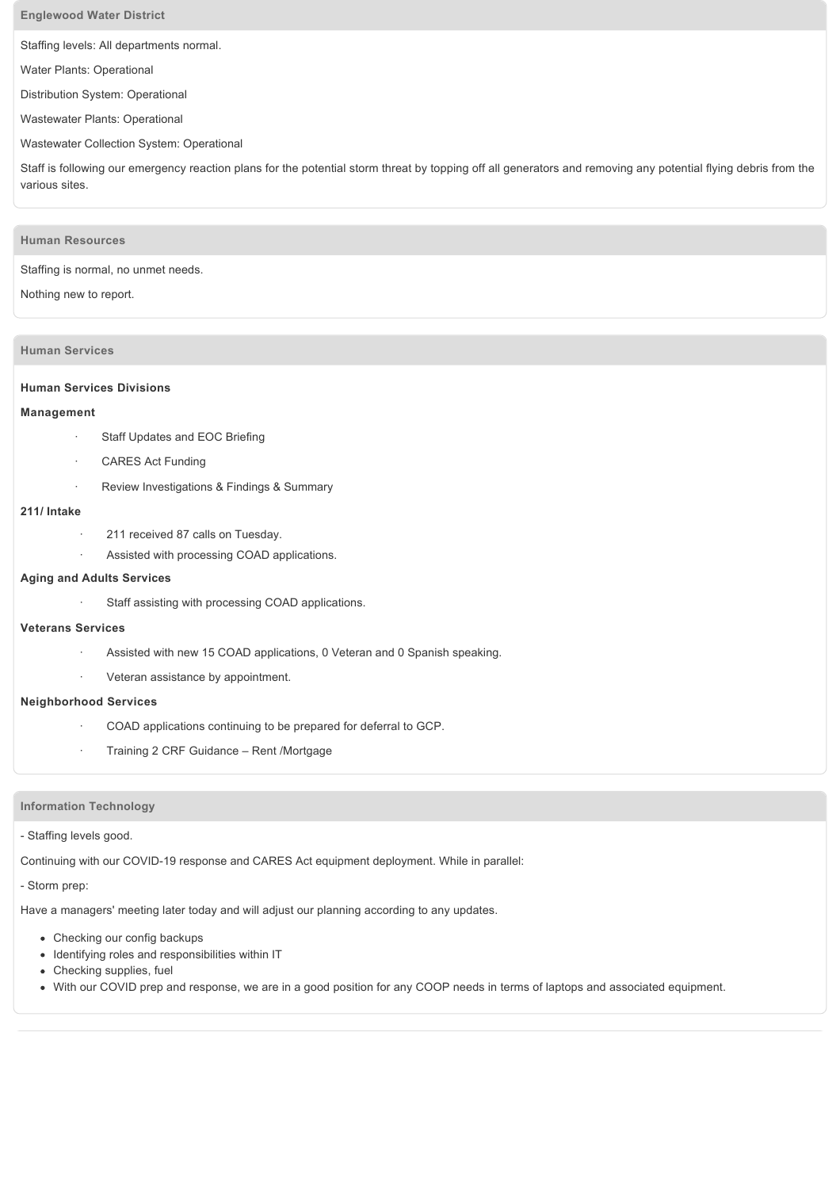## Englewood Water District

Staffing levels: All departments normal.

Water Plants: Operational

Distribution System: Operational

Wastewater Plants: Operational

Wastewater Collection System: Operational

Staff is following our emergency reaction plans for the potential storm threat by topping off all generators and removing any potential flying debris from the various sites.

## Human Resources

Staffing is normal, no unmet needs.

Nothing new to report.

## Human Services

**Human Services Divisions**

**Management**

- Staff Updates and EOC Briefing
- CARES Act Funding
- Review Investigations & Findings & Summary

**211/ Intake**

- 211 received 87 calls on Tuesday.
- Assisted with processing COAD applications.

**Aging and Adults Services**

- Staff assisting with processing COAD applications.

**Veterans Services**

- Assisted with new 15 COAD applications, 0 Veteran and 0 Spanish speaking.
- Veteran assistance by appointment.

**Neighborhood Services**

- COAD applications continuing to be prepared for deferral to GCP.
- Training 2 CRF Guidance – Rent /Mortgage

## Information Technology

- Staffing levels good.

Continuing with our COVID-19 response and CARES Act equipment deployment. While in parallel:

- Storm prep:

Have a managers' meeting later today and will adjust our planning according to any updates.

- Checking our config backups
- Identifying roles and responsibilities within IT
- Checking supplies, fuel
- With our COVID prep and response, we are in a good position for any COOP needs in terms of laptops and associated equipment.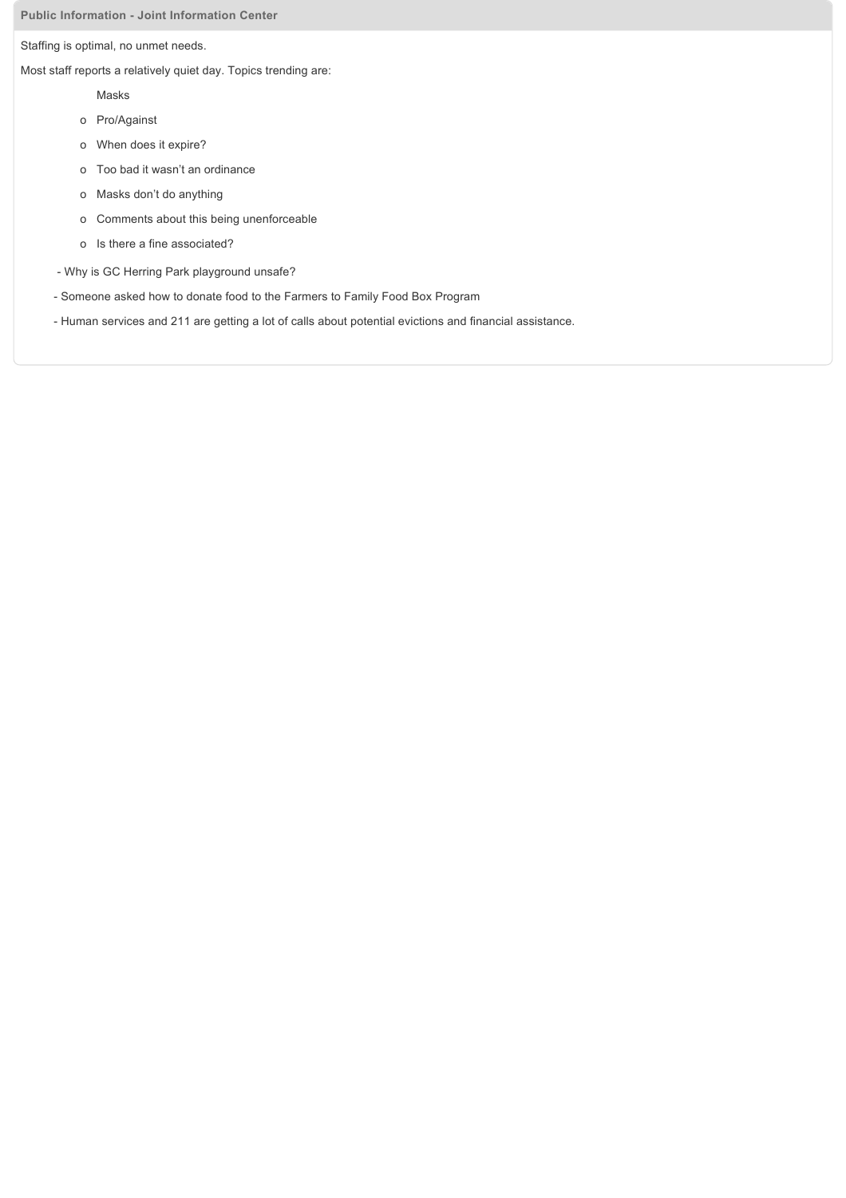## Public Information - Joint Information Center

Staffing is optimal, no unmet needs.

Most staff reports a relatively quiet day. Topics trending are:

- Masks
    - Pro/Against
    - When does it expire?
    - Too bad it wasn't an ordinance
    - Masks don't do anything
    - Comments about this being unenforceable
    - Is there a fine associated?
- Why is GC Herring Park playground unsafe?
- Someone asked how to donate food to the Farmers to Family Food Box Program
- Human services and 211 are getting a lot of calls about potential evictions and financial assistance.